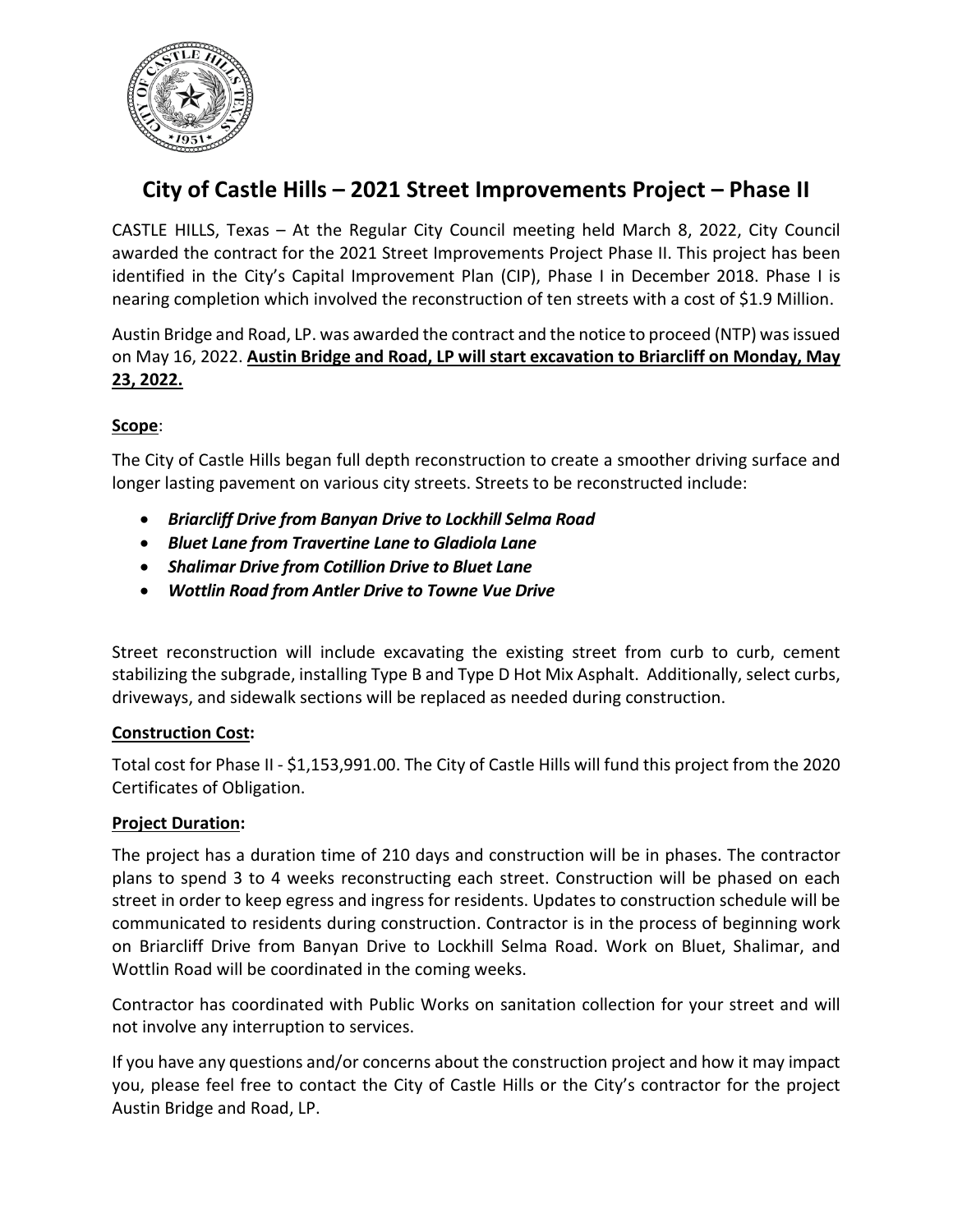# City of Castle Hills – 2021 Street Improvements Project – Phase II

CASTLE HILLS, Texas – At the Regular City Council meeting held March 8, 2022, City Council awarded the contract for the 2021 Street Improvements Project Phase II. This project has been identified in the City's Capital Improvement Plan (CIP), Phase I in December 2018. Phase I is nearing completion which involved the reconstruction of ten streets with a cost of $1.9 Million.

Austin Bridge and Road, LP. was awarded the contract and the notice to proceed (NTP) was issued on May 16, 2022. **Austin Bridge and Road, LP will start excavation to Briarcliff on Monday, May 23, 2022.**

**Scope**:

The City of Castle Hills began full depth reconstruction to create a smoother driving surface and longer lasting pavement on various city streets. Streets to be reconstructed include:

- ***Briarcliff Drive from Banyan Drive to Lockhill Selma Road***
- ***Bluet Lane from Travertine Lane to Gladiola Lane***
- ***Shalimar Drive from Cotillion Drive to Bluet Lane***
- ***Wottlin Road from Antler Drive to Towne Vue Drive***

Street reconstruction will include excavating the existing street from curb to curb, cement stabilizing the subgrade, installing Type B and Type D Hot Mix Asphalt. Additionally, select curbs, driveways, and sidewalk sections will be replaced as needed during construction.

**Construction Cost:**

Total cost for Phase II - $1,153,991.00. The City of Castle Hills will fund this project from the 2020 Certificates of Obligation.

**Project Duration:**

The project has a duration time of 210 days and construction will be in phases. The contractor plans to spend 3 to 4 weeks reconstructing each street. Construction will be phased on each street in order to keep egress and ingress for residents. Updates to construction schedule will be communicated to residents during construction. Contractor is in the process of beginning work on Briarcliff Drive from Banyan Drive to Lockhill Selma Road. Work on Bluet, Shalimar, and Wottlin Road will be coordinated in the coming weeks.

Contractor has coordinated with Public Works on sanitation collection for your street and will not involve any interruption to services.

If you have any questions and/or concerns about the construction project and how it may impact you, please feel free to contact the City of Castle Hills or the City's contractor for the project Austin Bridge and Road, LP.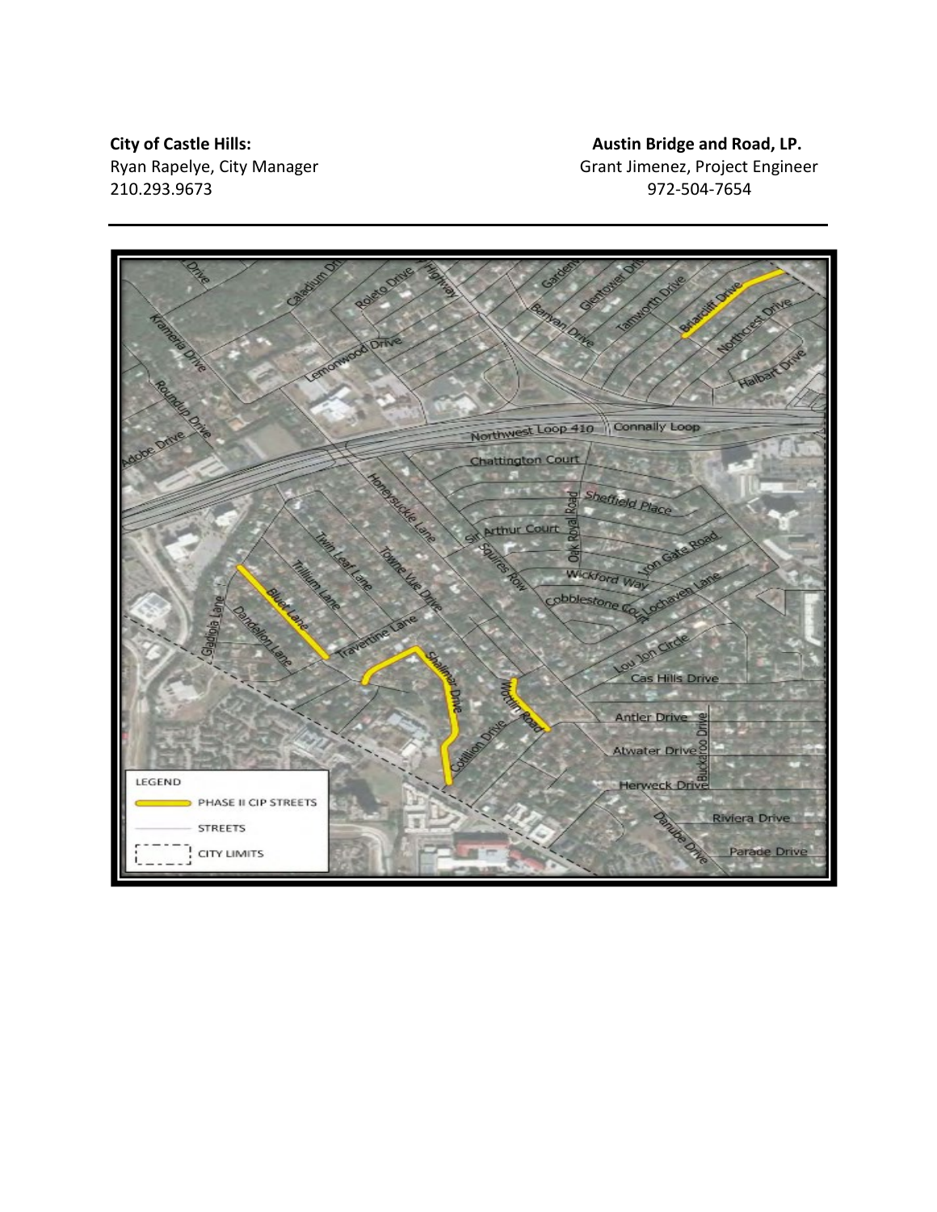**City of Castle Hills:**
Ryan Rapelye, City Manager
210.293.9673

**Austin Bridge and Road, LP.**
Grant Jimenez, Project Engineer
972-504-7654

---

LEGEND

PHASE II CIP STREETS

STREETS

CITY LIMITS